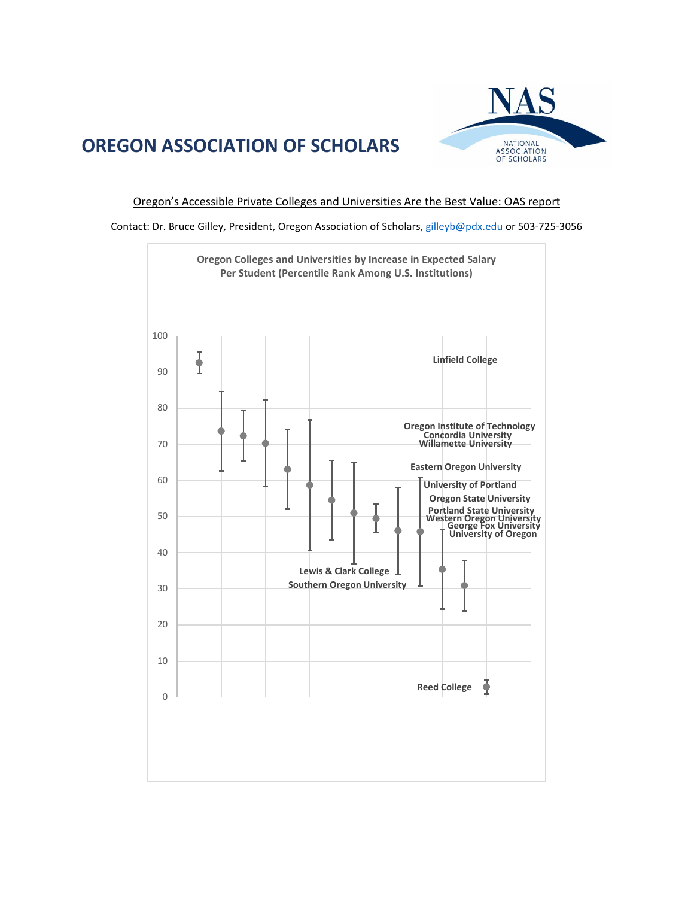# OREGON ASSOCIATION OF SCHOLARS

NAS NATIONAL ASSOCIATION OF SCHOLARS

Oregon's Accessible Private Colleges and Universities Are the Best Value: OAS report

Contact: Dr. Bruce Gilley, President, Oregon Association of Scholars, gilleyb@pdx.edu or 503-725-3056

**Oregon Colleges and Universities by Increase in Expected Salary Per Student (Percentile Rank Among U.S. Institutions)**

Linfield College

Oregon Institute of Technology
Concordia University
Willamette University

Eastern Oregon University

University of Portland

Oregon State University

Portland State University
Western Oregon University
George Fox University
University of Oregon

Lewis & Clark College
Southern Oregon University

Reed College

100
90
80
70
60
50
40
30
20
10
0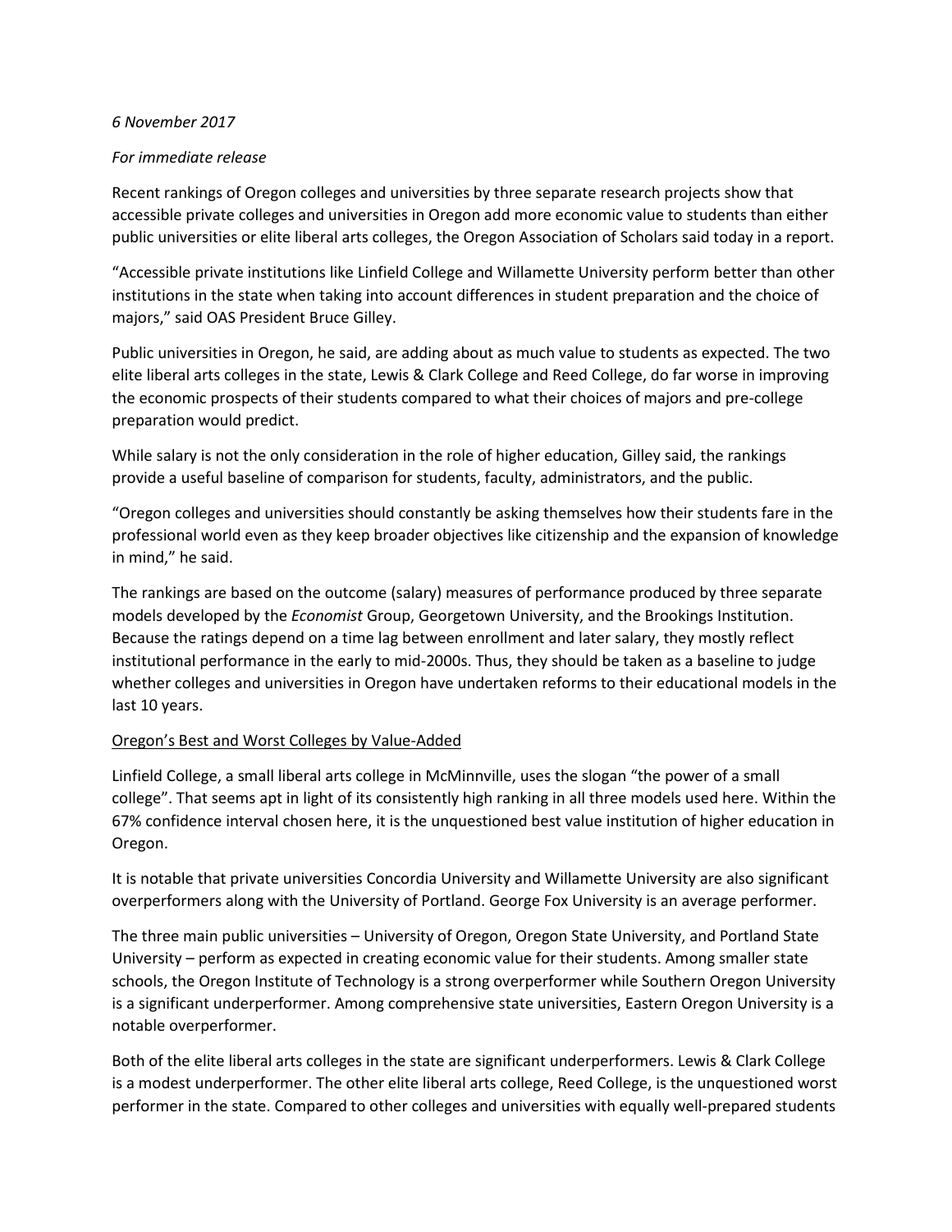*6 November 2017*

*For immediate release*

Recent rankings of Oregon colleges and universities by three separate research projects show that accessible private colleges and universities in Oregon add more economic value to students than either public universities or elite liberal arts colleges, the Oregon Association of Scholars said today in a report.

"Accessible private institutions like Linfield College and Willamette University perform better than other institutions in the state when taking into account differences in student preparation and the choice of majors," said OAS President Bruce Gilley.

Public universities in Oregon, he said, are adding about as much value to students as expected. The two elite liberal arts colleges in the state, Lewis & Clark College and Reed College, do far worse in improving the economic prospects of their students compared to what their choices of majors and pre-college preparation would predict.

While salary is not the only consideration in the role of higher education, Gilley said, the rankings provide a useful baseline of comparison for students, faculty, administrators, and the public.

"Oregon colleges and universities should constantly be asking themselves how their students fare in the professional world even as they keep broader objectives like citizenship and the expansion of knowledge in mind," he said.

The rankings are based on the outcome (salary) measures of performance produced by three separate models developed by the *Economist* Group, Georgetown University, and the Brookings Institution. Because the ratings depend on a time lag between enrollment and later salary, they mostly reflect institutional performance in the early to mid-2000s. Thus, they should be taken as a baseline to judge whether colleges and universities in Oregon have undertaken reforms to their educational models in the last 10 years.

## Oregon's Best and Worst Colleges by Value-Added

Linfield College, a small liberal arts college in McMinnville, uses the slogan "the power of a small college". That seems apt in light of its consistently high ranking in all three models used here. Within the 67% confidence interval chosen here, it is the unquestioned best value institution of higher education in Oregon.

It is notable that private universities Concordia University and Willamette University are also significant overperformers along with the University of Portland. George Fox University is an average performer.

The three main public universities – University of Oregon, Oregon State University, and Portland State University – perform as expected in creating economic value for their students. Among smaller state schools, the Oregon Institute of Technology is a strong overperformer while Southern Oregon University is a significant underperformer. Among comprehensive state universities, Eastern Oregon University is a notable overperformer.

Both of the elite liberal arts colleges in the state are significant underperformers. Lewis & Clark College is a modest underperformer. The other elite liberal arts college, Reed College, is the unquestioned worst performer in the state. Compared to other colleges and universities with equally well-prepared students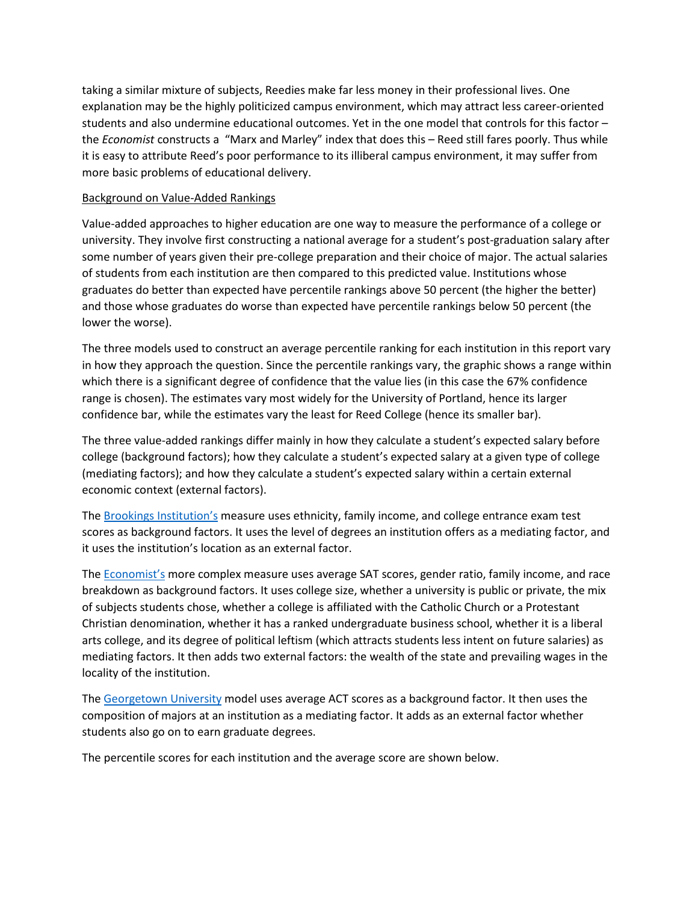taking a similar mixture of subjects, Reedies make far less money in their professional lives. One explanation may be the highly politicized campus environment, which may attract less career-oriented students and also undermine educational outcomes. Yet in the one model that controls for this factor – the *Economist* constructs a "Marx and Marley" index that does this – Reed still fares poorly. Thus while it is easy to attribute Reed's poor performance to its illiberal campus environment, it may suffer from more basic problems of educational delivery.

<u>Background on Value-Added Rankings</u>

Value-added approaches to higher education are one way to measure the performance of a college or university. They involve first constructing a national average for a student's post-graduation salary after some number of years given their pre-college preparation and their choice of major. The actual salaries of students from each institution are then compared to this predicted value. Institutions whose graduates do better than expected have percentile rankings above 50 percent (the higher the better) and those whose graduates do worse than expected have percentile rankings below 50 percent (the lower the worse).

The three models used to construct an average percentile ranking for each institution in this report vary in how they approach the question. Since the percentile rankings vary, the graphic shows a range within which there is a significant degree of confidence that the value lies (in this case the 67% confidence range is chosen). The estimates vary most widely for the University of Portland, hence its larger confidence bar, while the estimates vary the least for Reed College (hence its smaller bar).

The three value-added rankings differ mainly in how they calculate a student's expected salary before college (background factors); how they calculate a student's expected salary at a given type of college (mediating factors); and how they calculate a student's expected salary within a certain external economic context (external factors).

The Brookings Institution's measure uses ethnicity, family income, and college entrance exam test scores as background factors. It uses the level of degrees an institution offers as a mediating factor, and it uses the institution's location as an external factor.

The Economist's more complex measure uses average SAT scores, gender ratio, family income, and race breakdown as background factors. It uses college size, whether a university is public or private, the mix of subjects students chose, whether a college is affiliated with the Catholic Church or a Protestant Christian denomination, whether it has a ranked undergraduate business school, whether it is a liberal arts college, and its degree of political leftism (which attracts students less intent on future salaries) as mediating factors. It then adds two external factors: the wealth of the state and prevailing wages in the locality of the institution.

The Georgetown University model uses average ACT scores as a background factor. It then uses the composition of majors at an institution as a mediating factor. It adds as an external factor whether students also go on to earn graduate degrees.

The percentile scores for each institution and the average score are shown below.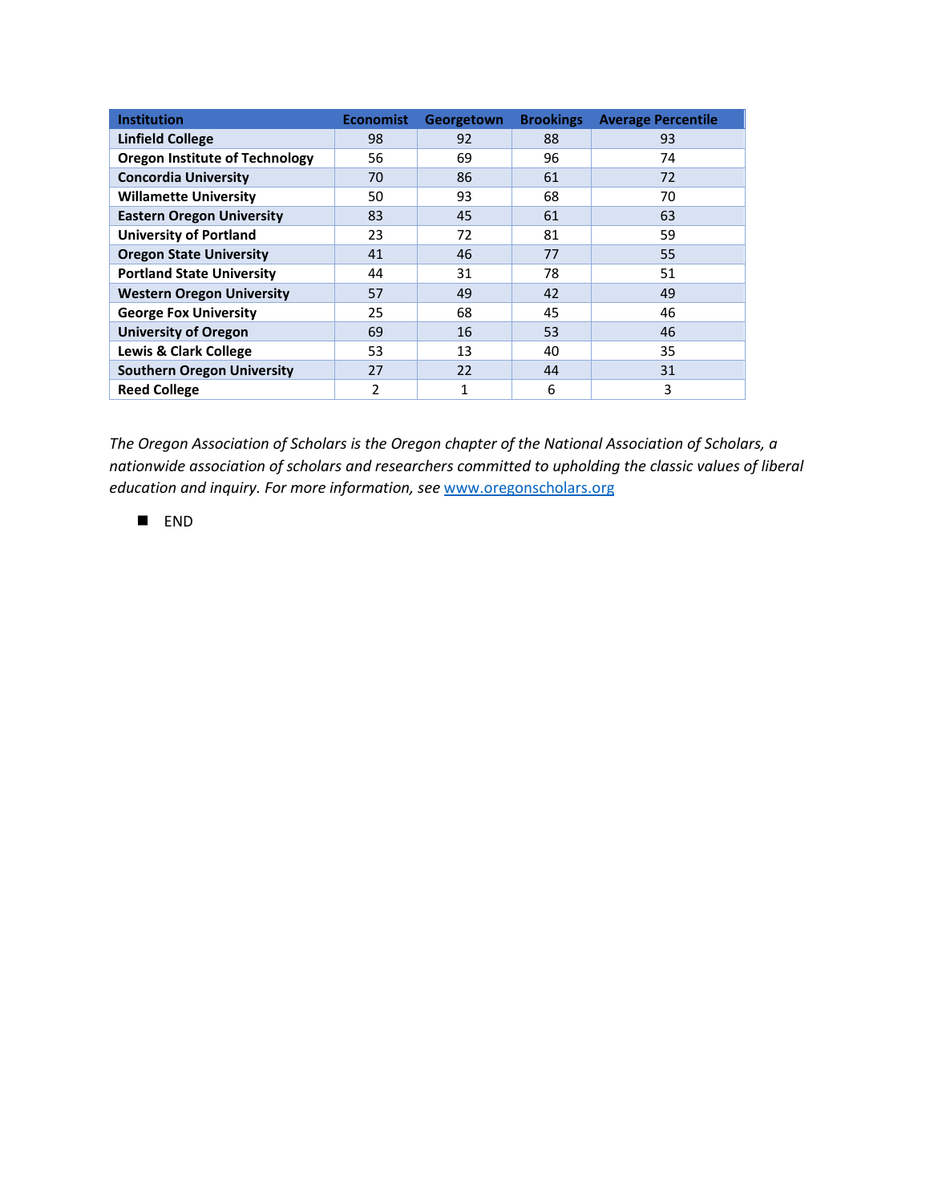| Institution | Economist | Georgetown | Brookings | Average Percentile |
|---|---|---|---|---|
| **Linfield College** | 98 | 92 | 88 | 93 |
| **Oregon Institute of Technology** | 56 | 69 | 96 | 74 |
| **Concordia University** | 70 | 86 | 61 | 72 |
| **Willamette University** | 50 | 93 | 68 | 70 |
| **Eastern Oregon University** | 83 | 45 | 61 | 63 |
| **University of Portland** | 23 | 72 | 81 | 59 |
| **Oregon State University** | 41 | 46 | 77 | 55 |
| **Portland State University** | 44 | 31 | 78 | 51 |
| **Western Oregon University** | 57 | 49 | 42 | 49 |
| **George Fox University** | 25 | 68 | 45 | 46 |
| **University of Oregon** | 69 | 16 | 53 | 46 |
| **Lewis & Clark College** | 53 | 13 | 40 | 35 |
| **Southern Oregon University** | 27 | 22 | 44 | 31 |
| **Reed College** | 2 | 1 | 6 | 3 |

*The Oregon Association of Scholars is the Oregon chapter of the National Association of Scholars, a nationwide association of scholars and researchers committed to upholding the classic values of liberal education and inquiry. For more information, see* [www.oregonscholars.org](http://www.oregonscholars.org)

- END